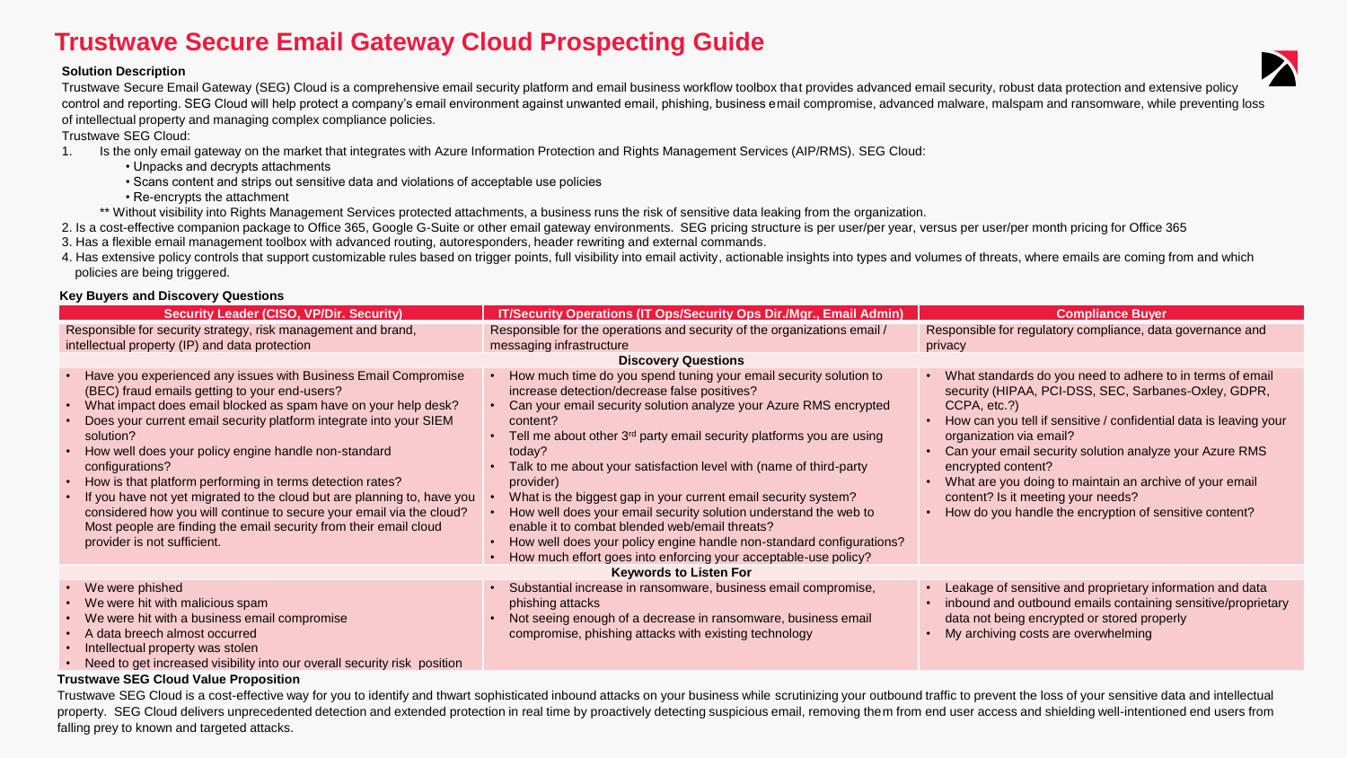# Trustwave Secure Email Gateway Cloud Prospecting Guide

**Solution Description**

Trustwave Secure Email Gateway (SEG) Cloud is a comprehensive email security platform and email business workflow toolbox that provides advanced email security, robust data protection and extensive policy control and reporting. SEG Cloud will help protect a company's email environment against unwanted email, phishing, business email compromise, advanced malware, malspam and ransomware, while preventing loss of intellectual property and managing complex compliance policies.

Trustwave SEG Cloud:

1. Is the only email gateway on the market that integrates with Azure Information Protection and Rights Management Services (AIP/RMS). SEG Cloud:
   - Unpacks and decrypts attachments
   - Scans content and strips out sensitive data and violations of acceptable use policies
   - Re-encrypts the attachment

   ** Without visibility into Rights Management Services protected attachments, a business runs the risk of sensitive data leaking from the organization.
2. Is a cost-effective companion package to Office 365, Google G-Suite or other email gateway environments. SEG pricing structure is per user/per year, versus per user/per month pricing for Office 365
3. Has a flexible email management toolbox with advanced routing, autoresponders, header rewriting and external commands.
4. Has extensive policy controls that support customizable rules based on trigger points, full visibility into email activity, actionable insights into types and volumes of threats, where emails are coming from and which policies are being triggered.

**Key Buyers and Discovery Questions**

| Security Leader (CISO, VP/Dir. Security) | IT/Security Operations (IT Ops/Security Ops Dir./Mgr., Email Admin) | Compliance Buyer |
|---|---|---|
| Responsible for security strategy, risk management and brand, intellectual property (IP) and data protection | Responsible for the operations and security of the organizations email / messaging infrastructure | Responsible for regulatory compliance, data governance and privacy |
| **Discovery Questions** | | |
| • Have you experienced any issues with Business Email Compromise (BEC) fraud emails getting to your end-users?<br>• What impact does email blocked as spam have on your help desk?<br>• Does your current email security platform integrate into your SIEM solution?<br>• How well does your policy engine handle non-standard configurations?<br>• How is that platform performing in terms detection rates?<br>• If you have not yet migrated to the cloud but are planning to, have you considered how you will continue to secure your email via the cloud? Most people are finding the email security from their email cloud provider is not sufficient. | • How much time do you spend tuning your email security solution to increase detection/decrease false positives?<br>• Can your email security solution analyze your Azure RMS encrypted content?<br>• Tell me about other 3rd party email security platforms you are using today?<br>• Talk to me about your satisfaction level with (name of third-party provider)<br>• What is the biggest gap in your current email security system?<br>• How well does your email security solution understand the web to enable it to combat blended web/email threats?<br>• How well does your policy engine handle non-standard configurations?<br>• How much effort goes into enforcing your acceptable-use policy? | • What standards do you need to adhere to in terms of email security (HIPAA, PCI-DSS, SEC, Sarbanes-Oxley, GDPR, CCPA, etc.?)<br>• How can you tell if sensitive / confidential data is leaving your organization via email?<br>• Can your email security solution analyze your Azure RMS encrypted content?<br>• What are you doing to maintain an archive of your email content? Is it meeting your needs?<br>• How do you handle the encryption of sensitive content? |
| **Keywords to Listen For** | | |
| • We were phished<br>• We were hit with malicious spam<br>• We were hit with a business email compromise<br>• A data breech almost occurred<br>• Intellectual property was stolen<br>• Need to get increased visibility into our overall security risk position | • Substantial increase in ransomware, business email compromise, phishing attacks<br>• Not seeing enough of a decrease in ransomware, business email compromise, phishing attacks with existing technology | • Leakage of sensitive and proprietary information and data<br>• inbound and outbound emails containing sensitive/proprietary data not being encrypted or stored properly<br>• My archiving costs are overwhelming |

**Trustwave SEG Cloud Value Proposition**

Trustwave SEG Cloud is a cost-effective way for you to identify and thwart sophisticated inbound attacks on your business while scrutinizing your outbound traffic to prevent the loss of your sensitive data and intellectual property. SEG Cloud delivers unprecedented detection and extended protection in real time by proactively detecting suspicious email, removing them from end user access and shielding well-intentioned end users from falling prey to known and targeted attacks.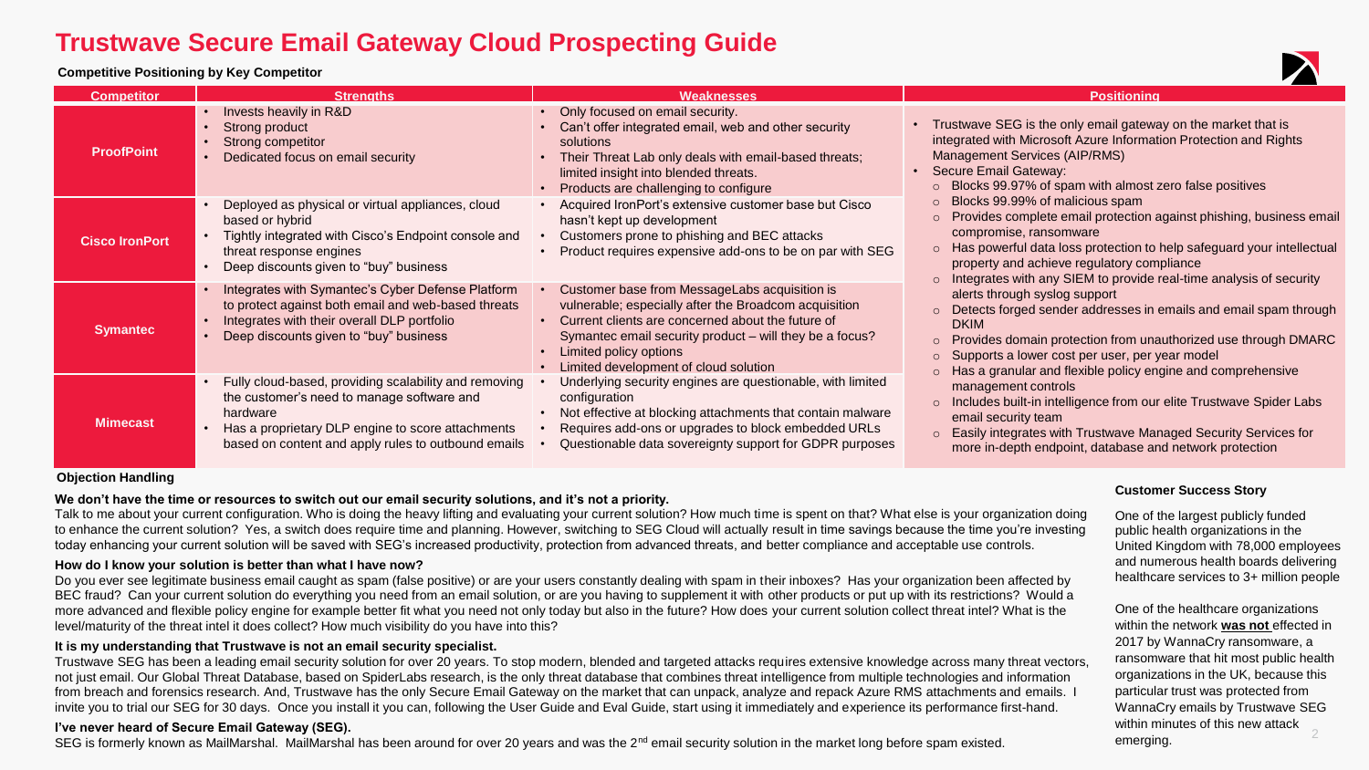# Trustwave Secure Email Gateway Cloud Prospecting Guide

**Competitive Positioning by Key Competitor**

| Competitor | Strengths | Weaknesses | Positioning |
|---|---|---|---|
| **ProofPoint** | • Invests heavily in R&D<br>• Strong product<br>• Strong competitor<br>• Dedicated focus on email security | • Only focused on email security.<br>• Can't offer integrated email, web and other security solutions<br>• Their Threat Lab only deals with email-based threats; limited insight into blended threats.<br>• Products are challenging to configure | • Trustwave SEG is the only email gateway on the market that is integrated with Microsoft Azure Information Protection and Rights Management Services (AIP/RMS)<br>• Secure Email Gateway:<br>  ○ Blocks 99.97% of spam with almost zero false positives<br>  ○ Blocks 99.99% of malicious spam<br>  ○ Provides complete email protection against phishing, business email compromise, ransomware<br>  ○ Has powerful data loss protection to help safeguard your intellectual property and achieve regulatory compliance<br>  ○ Integrates with any SIEM to provide real-time analysis of security alerts through syslog support<br>  ○ Detects forged sender addresses in emails and email spam through DKIM<br>  ○ Provides domain protection from unauthorized use through DMARC<br>  ○ Supports a lower cost per user, per year model<br>  ○ Has a granular and flexible policy engine and comprehensive management controls<br>  ○ Includes built-in intelligence from our elite Trustwave Spider Labs email security team<br>  ○ Easily integrates with Trustwave Managed Security Services for more in-depth endpoint, database and network protection |
| **Cisco IronPort** | • Deployed as physical or virtual appliances, cloud based or hybrid<br>• Tightly integrated with Cisco's Endpoint console and threat response engines<br>• Deep discounts given to "buy" business | • Acquired IronPort's extensive customer base but Cisco hasn't kept up development<br>• Customers prone to phishing and BEC attacks<br>• Product requires expensive add-ons to be on par with SEG | |
| **Symantec** | • Integrates with Symantec's Cyber Defense Platform to protect against both email and web-based threats<br>• Integrates with their overall DLP portfolio<br>• Deep discounts given to "buy" business | • Customer base from MessageLabs acquisition is vulnerable; especially after the Broadcom acquisition<br>• Current clients are concerned about the future of Symantec email security product – will they be a focus?<br>• Limited policy options<br>• Limited development of cloud solution | |
| **Mimecast** | • Fully cloud-based, providing scalability and removing the customer's need to manage software and hardware<br>• Has a proprietary DLP engine to score attachments based on content and apply rules to outbound emails | • Underlying security engines are questionable, with limited configuration<br>• Not effective at blocking attachments that contain malware<br>• Requires add-ons or upgrades to block embedded URLs<br>• Questionable data sovereignty support for GDPR purposes | |

## Objection Handling

**We don't have the time or resources to switch out our email security solutions, and it's not a priority.**

Talk to me about your current configuration. Who is doing the heavy lifting and evaluating your current solution? How much time is spent on that? What else is your organization doing to enhance the current solution? Yes, a switch does require time and planning. However, switching to SEG Cloud will actually result in time savings because the time you're investing today enhancing your current solution will be saved with SEG's increased productivity, protection from advanced threats, and better compliance and acceptable use controls.

**How do I know your solution is better than what I have now?**

Do you ever see legitimate business email caught as spam (false positive) or are your users constantly dealing with spam in their inboxes? Has your organization been affected by BEC fraud? Can your current solution do everything you need from an email solution, or are you having to supplement it with other products or put up with its restrictions? Would a more advanced and flexible policy engine for example better fit what you need not only today but also in the future? How does your current solution collect threat intel? What is the level/maturity of the threat intel it does collect? How much visibility do you have into this?

**It is my understanding that Trustwave is not an email security specialist.**

Trustwave SEG has been a leading email security solution for over 20 years. To stop modern, blended and targeted attacks requires extensive knowledge across many threat vectors, not just email. Our Global Threat Database, based on SpiderLabs research, is the only threat database that combines threat intelligence from multiple technologies and information from breach and forensics research. And, Trustwave has the only Secure Email Gateway on the market that can unpack, analyze and repack Azure RMS attachments and emails. I invite you to trial our SEG for 30 days. Once you install it you can, following the User Guide and Eval Guide, start using it immediately and experience its performance first-hand.

**I've never heard of Secure Email Gateway (SEG).**

SEG is formerly known as MailMarshal. MailMarshal has been around for over 20 years and was the 2nd email security solution in the market long before spam existed.

## Customer Success Story

One of the largest publicly funded public health organizations in the United Kingdom with 78,000 employees and numerous health boards delivering healthcare services to 3+ million people

One of the healthcare organizations within the network **was not** effected in 2017 by WannaCry ransomware, a ransomware that hit most public health organizations in the UK, because this particular trust was protected from WannaCry emails by Trustwave SEG within minutes of this new attack emerging.